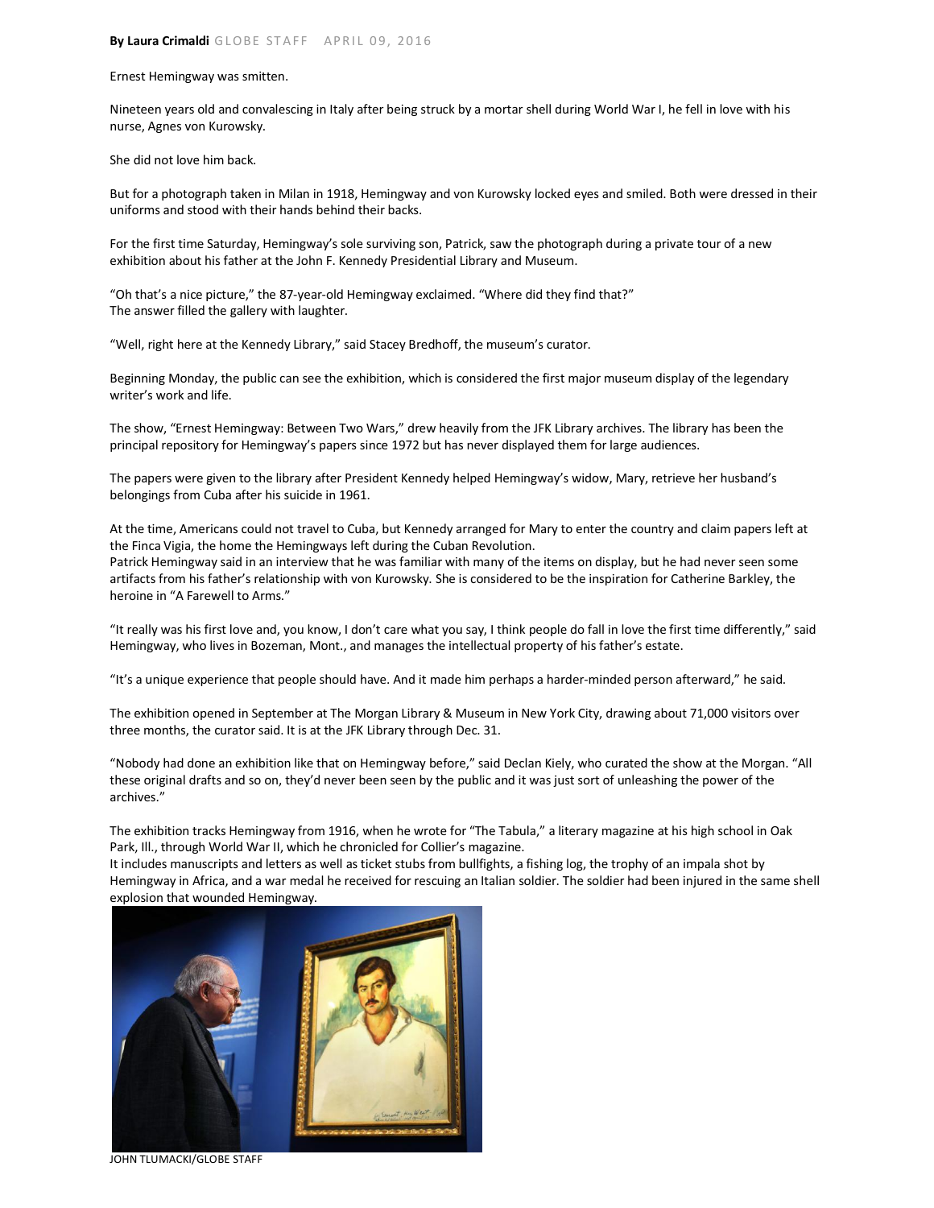**By Laura Crimaldi** GLOBE STAFF APRIL 09, 2016

Ernest Hemingway was smitten.

Nineteen years old and convalescing in Italy after being struck by a mortar shell during World War I, he fell in love with his nurse, Agnes von Kurowsky.

She did not love him back.

But for a photograph taken in Milan in 1918, Hemingway and von Kurowsky locked eyes and smiled. Both were dressed in their uniforms and stood with their hands behind their backs.

For the first time Saturday, Hemingway's sole surviving son, Patrick, saw the photograph during a private tour of a new exhibition about his father at the John F. Kennedy Presidential Library and Museum.

"Oh that's a nice picture," the 87-year-old Hemingway exclaimed. "Where did they find that?"
The answer filled the gallery with laughter.

"Well, right here at the Kennedy Library," said Stacey Bredhoff, the museum's curator.

Beginning Monday, the public can see the exhibition, which is considered the first major museum display of the legendary writer's work and life.

The show, "Ernest Hemingway: Between Two Wars," drew heavily from the JFK Library archives. The library has been the principal repository for Hemingway's papers since 1972 but has never displayed them for large audiences.

The papers were given to the library after President Kennedy helped Hemingway's widow, Mary, retrieve her husband's belongings from Cuba after his suicide in 1961.

At the time, Americans could not travel to Cuba, but Kennedy arranged for Mary to enter the country and claim papers left at the Finca Vigia, the home the Hemingways left during the Cuban Revolution.
Patrick Hemingway said in an interview that he was familiar with many of the items on display, but he had never seen some artifacts from his father's relationship with von Kurowsky. She is considered to be the inspiration for Catherine Barkley, the heroine in "A Farewell to Arms."

"It really was his first love and, you know, I don't care what you say, I think people do fall in love the first time differently," said Hemingway, who lives in Bozeman, Mont., and manages the intellectual property of his father's estate.

"It's a unique experience that people should have. And it made him perhaps a harder-minded person afterward," he said.

The exhibition opened in September at The Morgan Library & Museum in New York City, drawing about 71,000 visitors over three months, the curator said. It is at the JFK Library through Dec. 31.

"Nobody had done an exhibition like that on Hemingway before," said Declan Kiely, who curated the show at the Morgan. "All these original drafts and so on, they'd never been seen by the public and it was just sort of unleashing the power of the archives."

The exhibition tracks Hemingway from 1916, when he wrote for "The Tabula," a literary magazine at his high school in Oak Park, Ill., through World War II, which he chronicled for Collier's magazine.
It includes manuscripts and letters as well as ticket stubs from bullfights, a fishing log, the trophy of an impala shot by Hemingway in Africa, and a war medal he received for rescuing an Italian soldier. The soldier had been injured in the same shell explosion that wounded Hemingway.

JOHN TLUMACKI/GLOBE STAFF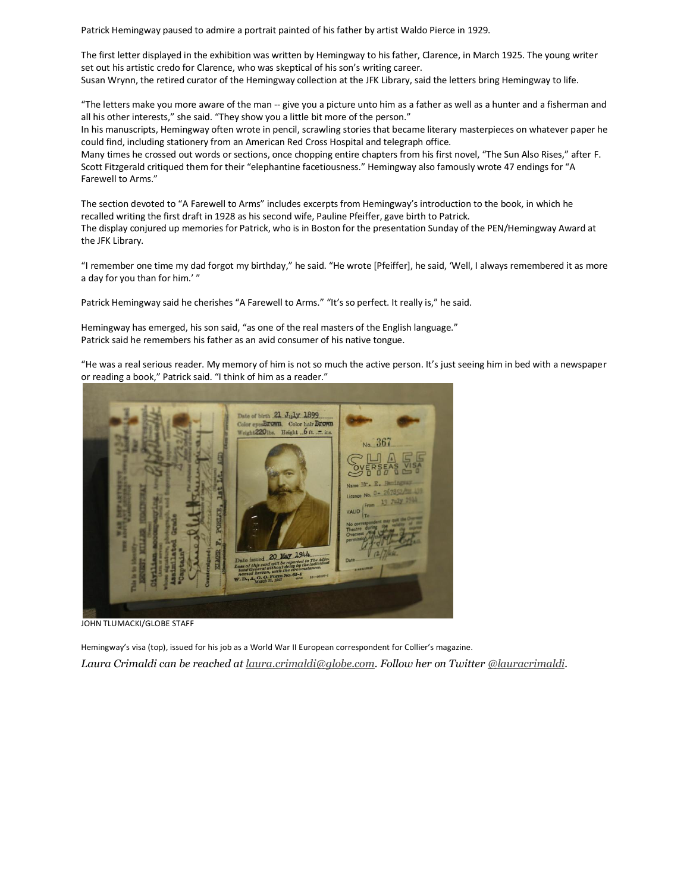Patrick Hemingway paused to admire a portrait painted of his father by artist Waldo Pierce in 1929.

The first letter displayed in the exhibition was written by Hemingway to his father, Clarence, in March 1925. The young writer set out his artistic credo for Clarence, who was skeptical of his son's writing career.
Susan Wrynn, the retired curator of the Hemingway collection at the JFK Library, said the letters bring Hemingway to life.

"The letters make you more aware of the man -- give you a picture unto him as a father as well as a hunter and a fisherman and all his other interests," she said. "They show you a little bit more of the person."
In his manuscripts, Hemingway often wrote in pencil, scrawling stories that became literary masterpieces on whatever paper he could find, including stationery from an American Red Cross Hospital and telegraph office.
Many times he crossed out words or sections, once chopping entire chapters from his first novel, "The Sun Also Rises," after F. Scott Fitzgerald critiqued them for their "elephantine facetiousness." Hemingway also famously wrote 47 endings for "A Farewell to Arms."

The section devoted to "A Farewell to Arms" includes excerpts from Hemingway's introduction to the book, in which he recalled writing the first draft in 1928 as his second wife, Pauline Pfeiffer, gave birth to Patrick.
The display conjured up memories for Patrick, who is in Boston for the presentation Sunday of the PEN/Hemingway Award at the JFK Library.

"I remember one time my dad forgot my birthday," he said. "He wrote [Pfeiffer], he said, 'Well, I always remembered it as more a day for you than for him.' "

Patrick Hemingway said he cherishes "A Farewell to Arms." "It's so perfect. It really is," he said.

Hemingway has emerged, his son said, "as one of the real masters of the English language."
Patrick said he remembers his father as an avid consumer of his native tongue.

"He was a real serious reader. My memory of him is not so much the active person. It's just seeing him in bed with a newspaper or reading a book," Patrick said. "I think of him as a reader."

JOHN TLUMACKI/GLOBE STAFF

Hemingway's visa (top), issued for his job as a World War II European correspondent for Collier's magazine.

*Laura Crimaldi can be reached at laura.crimaldi@globe.com. Follow her on Twitter @lauracrimaldi.*